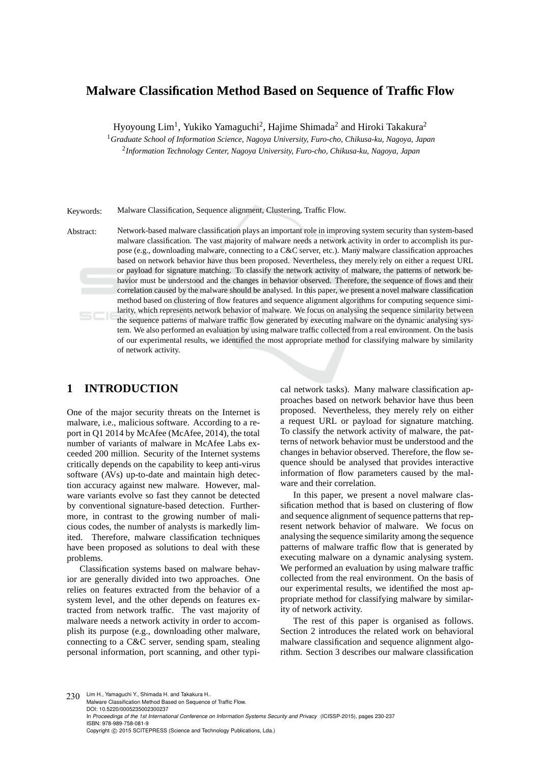# Malware Classification Method Based on Sequence of Traffic Flow

Hyoyoung Lim[1], Yukiko Yamaguchi[2], Hajime Shimada[2] and Hiroki Takakura[2]

[1]*Graduate School of Information Science, Nagoya University, Furo-cho, Chikusa-ku, Nagoya, Japan*

[2]*Information Technology Center, Nagoya University, Furo-cho, Chikusa-ku, Nagoya, Japan*

Keywords: Malware Classification, Sequence alignment, Clustering, Traffic Flow.

Abstract: Network-based malware classification plays an important role in improving system security than system-based malware classification. The vast majority of malware needs a network activity in order to accomplish its purpose (e.g., downloading malware, connecting to a C&C server, etc.). Many malware classification approaches based on network behavior have thus been proposed. Nevertheless, they merely rely on either a request URL or payload for signature matching. To classify the network activity of malware, the patterns of network behavior must be understood and the changes in behavior observed. Therefore, the sequence of flows and their correlation caused by the malware should be analysed. In this paper, we present a novel malware classification method based on clustering of flow features and sequence alignment algorithms for computing sequence similarity, which represents network behavior of malware. We focus on analysing the sequence similarity between the sequence patterns of malware traffic flow generated by executing malware on the dynamic analysing system. We also performed an evaluation by using malware traffic collected from a real environment. On the basis of our experimental results, we identified the most appropriate method for classifying malware by similarity of network activity.

## 1 INTRODUCTION

One of the major security threats on the Internet is malware, i.e., malicious software. According to a report in Q1 2014 by McAfee (McAfee, 2014), the total number of variants of malware in McAfee Labs exceeded 200 million. Security of the Internet systems critically depends on the capability to keep anti-virus software (AVs) up-to-date and maintain high detection accuracy against new malware. However, malware variants evolve so fast they cannot be detected by conventional signature-based detection. Furthermore, in contrast to the growing number of malicious codes, the number of analysts is markedly limited. Therefore, malware classification techniques have been proposed as solutions to deal with these problems.

Classification systems based on malware behavior are generally divided into two approaches. One relies on features extracted from the behavior of a system level, and the other depends on features extracted from network traffic. The vast majority of malware needs a network activity in order to accomplish its purpose (e.g., downloading other malware, connecting to a C&C server, sending spam, stealing personal information, port scanning, and other typical network tasks). Many malware classification approaches based on network behavior have thus been proposed. Nevertheless, they merely rely on either a request URL or payload for signature matching. To classify the network activity of malware, the patterns of network behavior must be understood and the changes in behavior observed. Therefore, the flow sequence should be analysed that provides interactive information of flow parameters caused by the malware and their correlation.

In this paper, we present a novel malware classification method that is based on clustering of flow and sequence alignment of sequence patterns that represent network behavior of malware. We focus on analysing the sequence similarity among the sequence patterns of malware traffic flow that is generated by executing malware on a dynamic analysing system. We performed an evaluation by using malware traffic collected from the real environment. On the basis of our experimental results, we identified the most appropriate method for classifying malware by similarity of network activity.

The rest of this paper is organised as follows. Section 2 introduces the related work on behavioral malware classification and sequence alignment algorithm. Section 3 describes our malware classification

Lim H., Yamaguchi Y., Shimada H. and Takakura H..
Malware Classification Method Based on Sequence of Traffic Flow.
DOI: 10.5220/0005235002300237
In *Proceedings of the 1st International Conference on Information Systems Security and Privacy* (ICISSP-2015), pages 230-237
ISBN: 978-989-758-081-9
Copyright © 2015 SCITEPRESS (Science and Technology Publications, Lda.)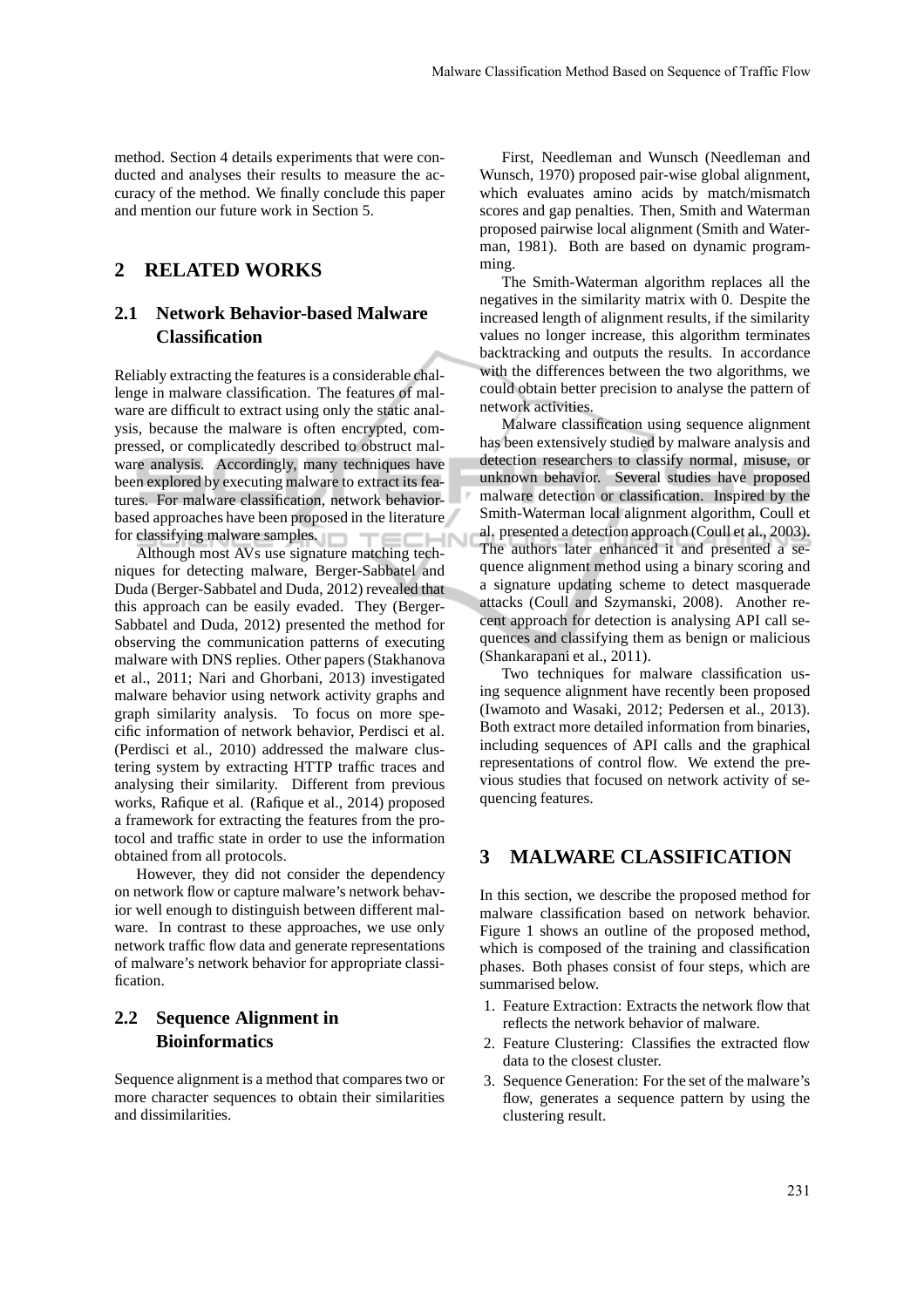method. Section 4 details experiments that were conducted and analyses their results to measure the accuracy of the method. We finally conclude this paper and mention our future work in Section 5.

## 2 RELATED WORKS

### 2.1 Network Behavior-based Malware Classification

Reliably extracting the features is a considerable challenge in malware classification. The features of malware are difficult to extract using only the static analysis, because the malware is often encrypted, compressed, or complicatedly described to obstruct malware analysis. Accordingly, many techniques have been explored by executing malware to extract its features. For malware classification, network behavior-based approaches have been proposed in the literature for classifying malware samples.

Although most AVs use signature matching techniques for detecting malware, Berger-Sabbatel and Duda (Berger-Sabbatel and Duda, 2012) revealed that this approach can be easily evaded. They (Berger-Sabbatel and Duda, 2012) presented the method for observing the communication patterns of executing malware with DNS replies. Other papers (Stakhanova et al., 2011; Nari and Ghorbani, 2013) investigated malware behavior using network activity graphs and graph similarity analysis. To focus on more specific information of network behavior, Perdisci et al. (Perdisci et al., 2010) addressed the malware clustering system by extracting HTTP traffic traces and analysing their similarity. Different from previous works, Rafique et al. (Rafique et al., 2014) proposed a framework for extracting the features from the protocol and traffic state in order to use the information obtained from all protocols.

However, they did not consider the dependency on network flow or capture malware's network behavior well enough to distinguish between different malware. In contrast to these approaches, we use only network traffic flow data and generate representations of malware's network behavior for appropriate classification.

### 2.2 Sequence Alignment in Bioinformatics

Sequence alignment is a method that compares two or more character sequences to obtain their similarities and dissimilarities.

First, Needleman and Wunsch (Needleman and Wunsch, 1970) proposed pair-wise global alignment, which evaluates amino acids by match/mismatch scores and gap penalties. Then, Smith and Waterman proposed pairwise local alignment (Smith and Waterman, 1981). Both are based on dynamic programming.

The Smith-Waterman algorithm replaces all the negatives in the similarity matrix with 0. Despite the increased length of alignment results, if the similarity values no longer increase, this algorithm terminates backtracking and outputs the results. In accordance with the differences between the two algorithms, we could obtain better precision to analyse the pattern of network activities.

Malware classification using sequence alignment has been extensively studied by malware analysis and detection researchers to classify normal, misuse, or unknown behavior. Several studies have proposed malware detection or classification. Inspired by the Smith-Waterman local alignment algorithm, Coull et al. presented a detection approach (Coull et al., 2003). The authors later enhanced it and presented a sequence alignment method using a binary scoring and a signature updating scheme to detect masquerade attacks (Coull and Szymanski, 2008). Another recent approach for detection is analysing API call sequences and classifying them as benign or malicious (Shankarapani et al., 2011).

Two techniques for malware classification using sequence alignment have recently been proposed (Iwamoto and Wasaki, 2012; Pedersen et al., 2013). Both extract more detailed information from binaries, including sequences of API calls and the graphical representations of control flow. We extend the previous studies that focused on network activity of sequencing features.

## 3 MALWARE CLASSIFICATION

In this section, we describe the proposed method for malware classification based on network behavior. Figure 1 shows an outline of the proposed method, which is composed of the training and classification phases. Both phases consist of four steps, which are summarised below.

1. Feature Extraction: Extracts the network flow that reflects the network behavior of malware.
2. Feature Clustering: Classifies the extracted flow data to the closest cluster.
3. Sequence Generation: For the set of the malware's flow, generates a sequence pattern by using the clustering result.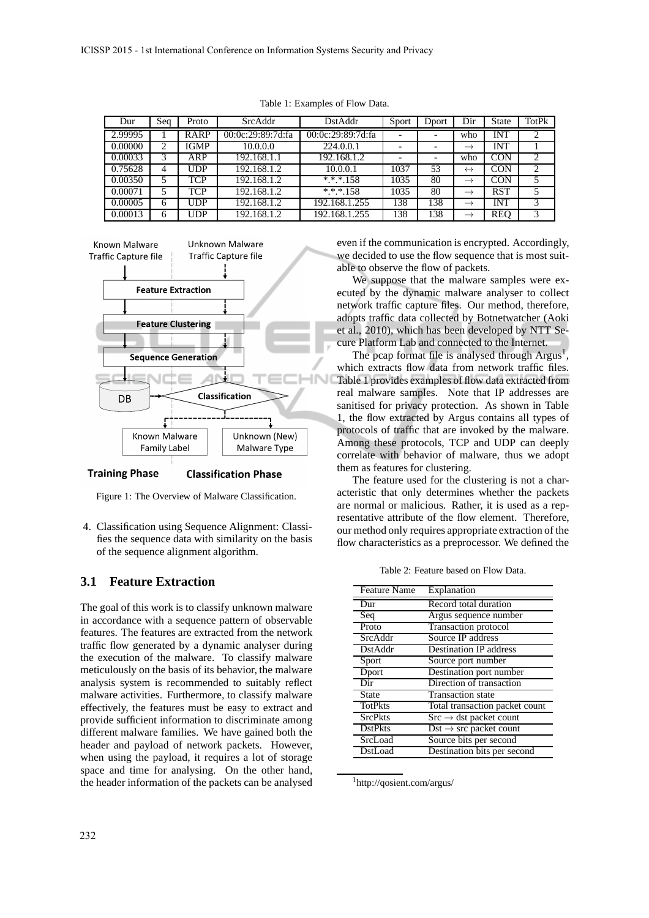Table 1: Examples of Flow Data.

| Dur | Seq | Proto | SrcAddr | DstAddr | Sport | Dport | Dir | State | TotPk |
|---|---|---|---|---|---|---|---|---|---|
| 2.99995 | 1 | RARP | 00:0c:29:89:7d:fa | 00:0c:29:89:7d:fa | - | - | who | INT | 2 |
| 0.00000 | 2 | IGMP | 10.0.0.0 | 224.0.0.1 | - | - | $\rightarrow$ | INT | 1 |
| 0.00033 | 3 | ARP | 192.168.1.1 | 192.168.1.2 | - | - | who | CON | 2 |
| 0.75628 | 4 | UDP | 192.168.1.2 | 10.0.0.1 | 1037 | 53 | $\leftrightarrow$ | CON | 2 |
| 0.00350 | 5 | TCP | 192.168.1.2 | *.*.*.158 | 1035 | 80 | $\rightarrow$ | CON | 5 |
| 0.00071 | 5 | TCP | 192.168.1.2 | *.*.*.158 | 1035 | 80 | $\rightarrow$ | RST | 5 |
| 0.00005 | 6 | UDP | 192.168.1.2 | 192.168.1.255 | 138 | 138 | $\rightarrow$ | INT | 3 |
| 0.00013 | 6 | UDP | 192.168.1.2 | 192.168.1.255 | 138 | 138 | $\rightarrow$ | REQ | 3 |

Figure 1: The Overview of Malware Classification.

4. Classification using Sequence Alignment: Classifies the sequence data with similarity on the basis of the sequence alignment algorithm.

### 3.1 Feature Extraction

The goal of this work is to classify unknown malware in accordance with a sequence pattern of observable features. The features are extracted from the network traffic flow generated by a dynamic analyser during the execution of the malware. To classify malware meticulously on the basis of its behavior, the malware analysis system is recommended to suitably reflect malware activities. Furthermore, to classify malware effectively, the features must be easy to extract and provide sufficient information to discriminate among different malware families. We have gained both the header and payload of network packets. However, when using the payload, it requires a lot of storage space and time for analysing. On the other hand, the header information of the packets can be analysed even if the communication is encrypted. Accordingly, we decided to use the flow sequence that is most suitable to observe the flow of packets.

We suppose that the malware samples were executed by the dynamic malware analyser to collect network traffic capture files. Our method, therefore, adopts traffic data collected by Botnetwatcher (Aoki et al., 2010), which has been developed by NTT Secure Platform Lab and connected to the Internet.

The pcap format file is analysed through Argus[1], which extracts flow data from network traffic files. Table 1 provides examples of flow data extracted from real malware samples. Note that IP addresses are sanitised for privacy protection. As shown in Table 1, the flow extracted by Argus contains all types of protocols of traffic that are invoked by the malware. Among these protocols, TCP and UDP can deeply correlate with behavior of malware, thus we adopt them as features for clustering.

The feature used for the clustering is not a characteristic that only determines whether the packets are normal or malicious. Rather, it is used as a representative attribute of the flow element. Therefore, our method only requires appropriate extraction of the flow characteristics as a preprocessor. We defined the

Table 2: Feature based on Flow Data.

| Feature Name | Explanation |
|---|---|
| Dur | Record total duration |
| Seq | Argus sequence number |
| Proto | Transaction protocol |
| SrcAddr | Source IP address |
| DstAddr | Destination IP address |
| Sport | Source port number |
| Dport | Destination port number |
| Dir | Direction of transaction |
| State | Transaction state |
| TotPkts | Total transaction packet count |
| SrcPkts | Src $\rightarrow$ dst packet count |
| DstPkts | Dst $\rightarrow$ src packet count |
| SrcLoad | Source bits per second |
| DstLoad | Destination bits per second |

[1] http://qosient.com/argus/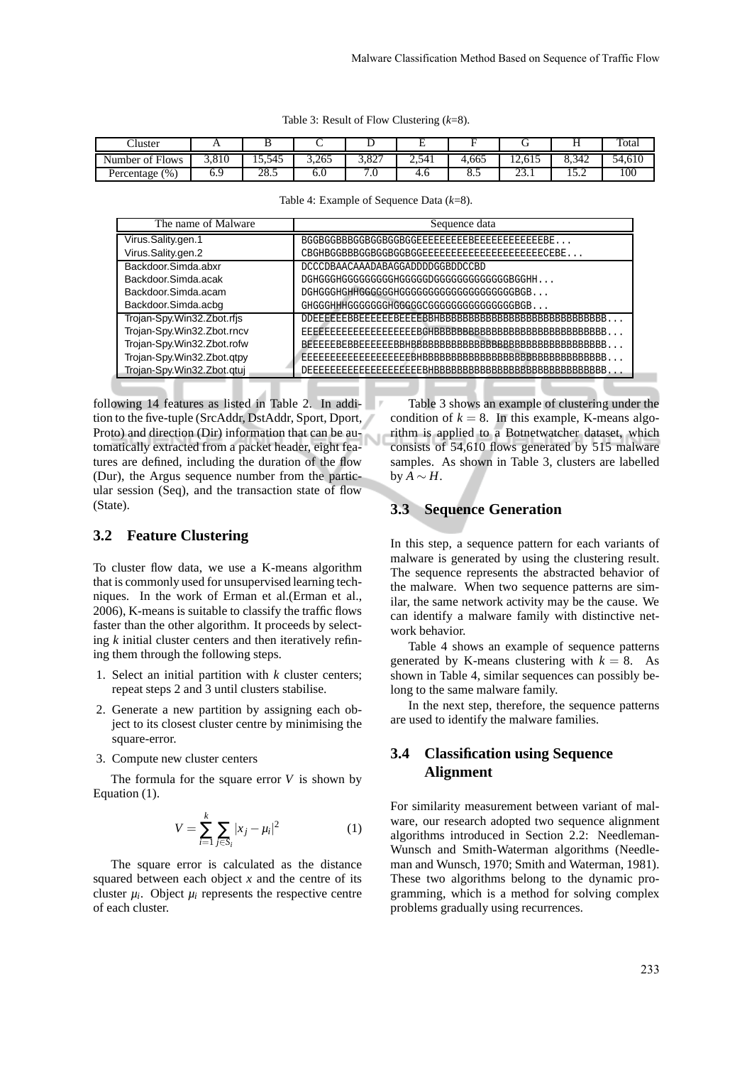Table 3: Result of Flow Clustering ($k$=8).

| Cluster | A | B | C | D | E | F | G | H | Total |
|---|---|---|---|---|---|---|---|---|---|
| Number of Flows | 3,810 | 15,545 | 3,265 | 3,827 | 2,541 | 4,665 | 12,615 | 8,342 | 54,610 |
| Percentage (%) | 6.9 | 28.5 | 6.0 | 7.0 | 4.6 | 8.5 | 23.1 | 15.2 | 100 |

Table 4: Example of Sequence Data ($k$=8).

| The name of Malware | Sequence data |
|---|---|
| Virus.Sality.gen.1 | BGGBGGBBBGGBGGBGGBGGEEEEEEEEEEBEEEEEEEEEEEEEBE... |
| Virus.Sality.gen.2 | CBGHBGGBBBGGBGGBGGBGGEEEEEEEEEEEEEEEEEEEEEEECEBE... |
| Backdoor.Simda.abxr | DCCCDBAACAAADABAGGADDDDGGBDDCCBD |
| Backdoor.Simda.acak | DGHGGGHGGGGGGGGGHGGGGGDGGGGGGGGGGGGGBGGHH... |
| Backdoor.Simda.acam | DGHGGGHGHHGGGGGGHGGGGGGGGGGGGGGGGGGGGBGB... |
| Backdoor.Simda.acbg | GHGGGHHHGGGGGGGHGGGGGCGGGGGGGGGGGGGGGBGB... |
| Trojan-Spy.Win32.Zbot.rfjs | DDEEEEEEBBEEEEEEBEEEEBBHBBBBBBBBBBBBBBBBBBBBBBBBBBBBB... |
| Trojan-Spy.Win32.Zbot.rncv | EEEEEEEEEEEEEEEEEEEEBGHBBBBBBBBBBBBBBBBBBBBBBBBBBBBBB... |
| Trojan-Spy.Win32.Zbot.rofw | BEEEEEBEBBEEEEEEBBHBBBBBBBBBBBBBBBBBBBBBBBBBBBBBBBBBB... |
| Trojan-Spy.Win32.Zbot.qtpy | EEEEEEEEEEEEEEEEEEEBHBBBBBBBBBBBBBBBBBBBBBBBBBBBBBBBB... |
| Trojan-Spy.Win32.Zbot.qtuj | DEEEEEEEEEEEEEEEEEEEEBHBBBBBBBBBBBBBBBBBBBBBBBBBBBBBB... |

following 14 features as listed in Table 2. In addition to the five-tuple (SrcAddr, DstAddr, Sport, Dport, Proto) and direction (Dir) information that can be automatically extracted from a packet header, eight features are defined, including the duration of the flow (Dur), the Argus sequence number from the particular session (Seq), and the transaction state of flow (State).

### 3.2 Feature Clustering

To cluster flow data, we use a K-means algorithm that is commonly used for unsupervised learning techniques. In the work of Erman et al.(Erman et al., 2006), K-means is suitable to classify the traffic flows faster than the other algorithm. It proceeds by selecting $k$ initial cluster centers and then iteratively refining them through the following steps.

1. Select an initial partition with $k$ cluster centers; repeat steps 2 and 3 until clusters stabilise.
2. Generate a new partition by assigning each object to its closest cluster centre by minimising the square-error.
3. Compute new cluster centers

The formula for the square error $V$ is shown by Equation (1).

$$V = \sum_{i=1}^{k} \sum_{j \in S_i} |x_j - \mu_i|^2 \qquad (1)$$

The square error is calculated as the distance squared between each object $x$ and the centre of its cluster $\mu_i$. Object $\mu_i$ represents the respective centre of each cluster.

Table 3 shows an example of clustering under the condition of $k = 8$. In this example, K-means algorithm is applied to a Botnetwatcher dataset, which consists of 54,610 flows generated by 515 malware samples. As shown in Table 3, clusters are labelled by $A \sim H$.

### 3.3 Sequence Generation

In this step, a sequence pattern for each variants of malware is generated by using the clustering result. The sequence represents the abstracted behavior of the malware. When two sequence patterns are similar, the same network activity may be the cause. We can identify a malware family with distinctive network behavior.

Table 4 shows an example of sequence patterns generated by K-means clustering with $k = 8$. As shown in Table 4, similar sequences can possibly belong to the same malware family.

In the next step, therefore, the sequence patterns are used to identify the malware families.

### 3.4 Classification using Sequence Alignment

For similarity measurement between variant of malware, our research adopted two sequence alignment algorithms introduced in Section 2.2: Needleman-Wunsch and Smith-Waterman algorithms (Needleman and Wunsch, 1970; Smith and Waterman, 1981). These two algorithms belong to the dynamic programming, which is a method for solving complex problems gradually using recurrences.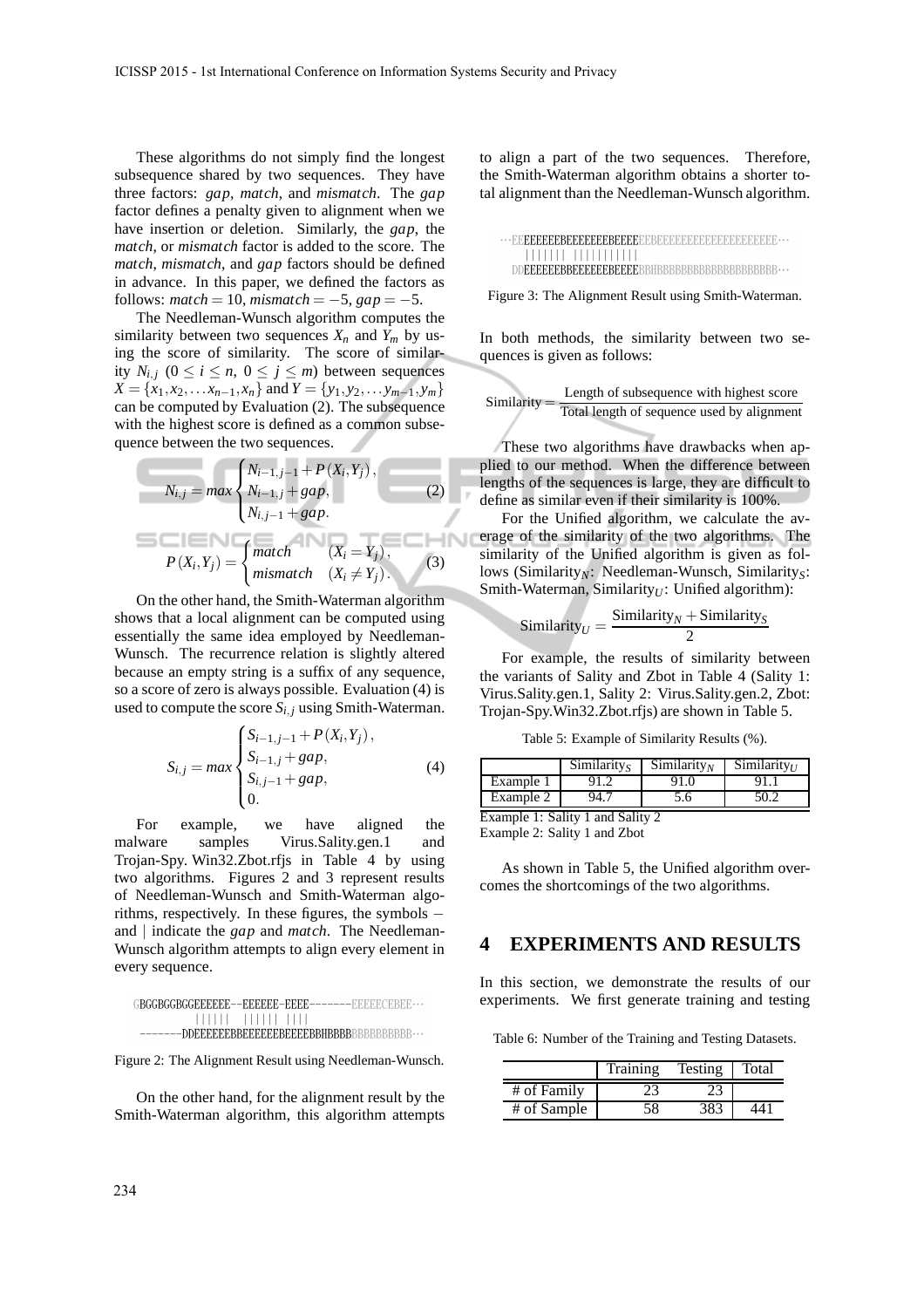These algorithms do not simply find the longest subsequence shared by two sequences. They have three factors: *gap*, *match*, and *mismatch*. The *gap* factor defines a penalty given to alignment when we have insertion or deletion. Similarly, the *gap*, the *match*, or *mismatch* factor is added to the score. The *match*, *mismatch*, and *gap* factors should be defined in advance. In this paper, we defined the factors as follows: $match = 10$, $mismatch = -5$, $gap = -5$.

The Needleman-Wunsch algorithm computes the similarity between two sequences $X_n$ and $Y_m$ by using the score of similarity. The score of similarity $N_{i,j}$ ($0 \leq i \leq n$, $0 \leq j \leq m$) between sequences $X = \{x_1, x_2, \ldots x_{n-1}, x_n\}$ and $Y = \{y_1, y_2, \ldots y_{m-1}, y_m\}$ can be computed by Evaluation (2). The subsequence with the highest score is defined as a common subsequence between the two sequences.

$$N_{i,j} = max \begin{cases} N_{i-1,j-1} + P(X_i, Y_j), \\ N_{i-1,j} + gap, \\ N_{i,j-1} + gap. \end{cases} \quad (2)$$

$$P(X_i, Y_j) = \begin{cases} match & (X_i = Y_j), \\ mismatch & (X_i \neq Y_j). \end{cases} \quad (3)$$

On the other hand, the Smith-Waterman algorithm shows that a local alignment can be computed using essentially the same idea employed by Needleman-Wunsch. The recurrence relation is slightly altered because an empty string is a suffix of any sequence, so a score of zero is always possible. Evaluation (4) is used to compute the score $S_{i,j}$ using Smith-Waterman.

$$S_{i,j} = max \begin{cases} S_{i-1,j-1} + P(X_i, Y_j), \\ S_{i-1,j} + gap, \\ S_{i,j-1} + gap, \\ 0. \end{cases} \quad (4)$$

For example, we have aligned the malware samples Virus.Sality.gen.1 and Trojan-Spy. Win32.Zbot.rfjs in Table 4 by using two algorithms. Figures 2 and 3 represent results of Needleman-Wunsch and Smith-Waterman algorithms, respectively. In these figures, the symbols $-$ and $|$ indicate the *gap* and *match*. The Needleman-Wunsch algorithm attempts to align every element in every sequence.

```
GBGGBGGBGGEEEEEE--EEEEEE-EEEE-------EEEEECEBEE···
          ||||||  |||||| ||||
-------DDEEEEEEBBEEEEEEBEEEEBBHBBBBBBBBBBBBB···
```

Figure 2: The Alignment Result using Needleman-Wunsch.

On the other hand, for the alignment result by the Smith-Waterman algorithm, this algorithm attempts to align a part of the two sequences. Therefore, the Smith-Waterman algorithm obtains a shorter total alignment than the Needleman-Wunsch algorithm.

```
···EEEEEEEEBEEEEEEEEBEEEEEEBEEEEEEEEEEEEEEEEEEEEE···
   ||||||| ||||||||||
  DDEEEEEEEBBEEEEEEEBEEEEBBHBBBBBBBBBBBBBBBBBBBB···
```

Figure 3: The Alignment Result using Smith-Waterman.

In both methods, the similarity between two sequences is given as follows:

$$\text{Similarity} = \frac{\text{Length of subsequence with highest score}}{\text{Total length of sequence used by alignment}}$$

These two algorithms have drawbacks when applied to our method. When the difference between lengths of the sequences is large, they are difficult to define as similar even if their similarity is 100%.

For the Unified algorithm, we calculate the average of the similarity of the two algorithms. The similarity of the Unified algorithm is given as follows (Similarity$_N$: Needleman-Wunsch, Similarity$_S$: Smith-Waterman, Similarity$_U$: Unified algorithm):

$$\text{Similarity}_U = \frac{\text{Similarity}_N + \text{Similarity}_S}{2}$$

For example, the results of similarity between the variants of Sality and Zbot in Table 4 (Sality 1: Virus.Sality.gen.1, Sality 2: Virus.Sality.gen.2, Zbot: Trojan-Spy.Win32.Zbot.rfjs) are shown in Table 5.

Table 5: Example of Similarity Results (%).

| | Similarity$_S$ | Similarity$_N$ | Similarity$_U$ |
|---|---|---|---|
| Example 1 | 91.2 | 91.0 | 91.1 |
| Example 2 | 94.7 | 5.6 | 50.2 |

Example 1: Sality 1 and Sality 2
Example 2: Sality 1 and Zbot

As shown in Table 5, the Unified algorithm overcomes the shortcomings of the two algorithms.

## 4 EXPERIMENTS AND RESULTS

In this section, we demonstrate the results of our experiments. We first generate training and testing

Table 6: Number of the Training and Testing Datasets.

| | Training | Testing | Total |
|---|---|---|---|
| # of Family | 23 | 23 | |
| # of Sample | 58 | 383 | 441 |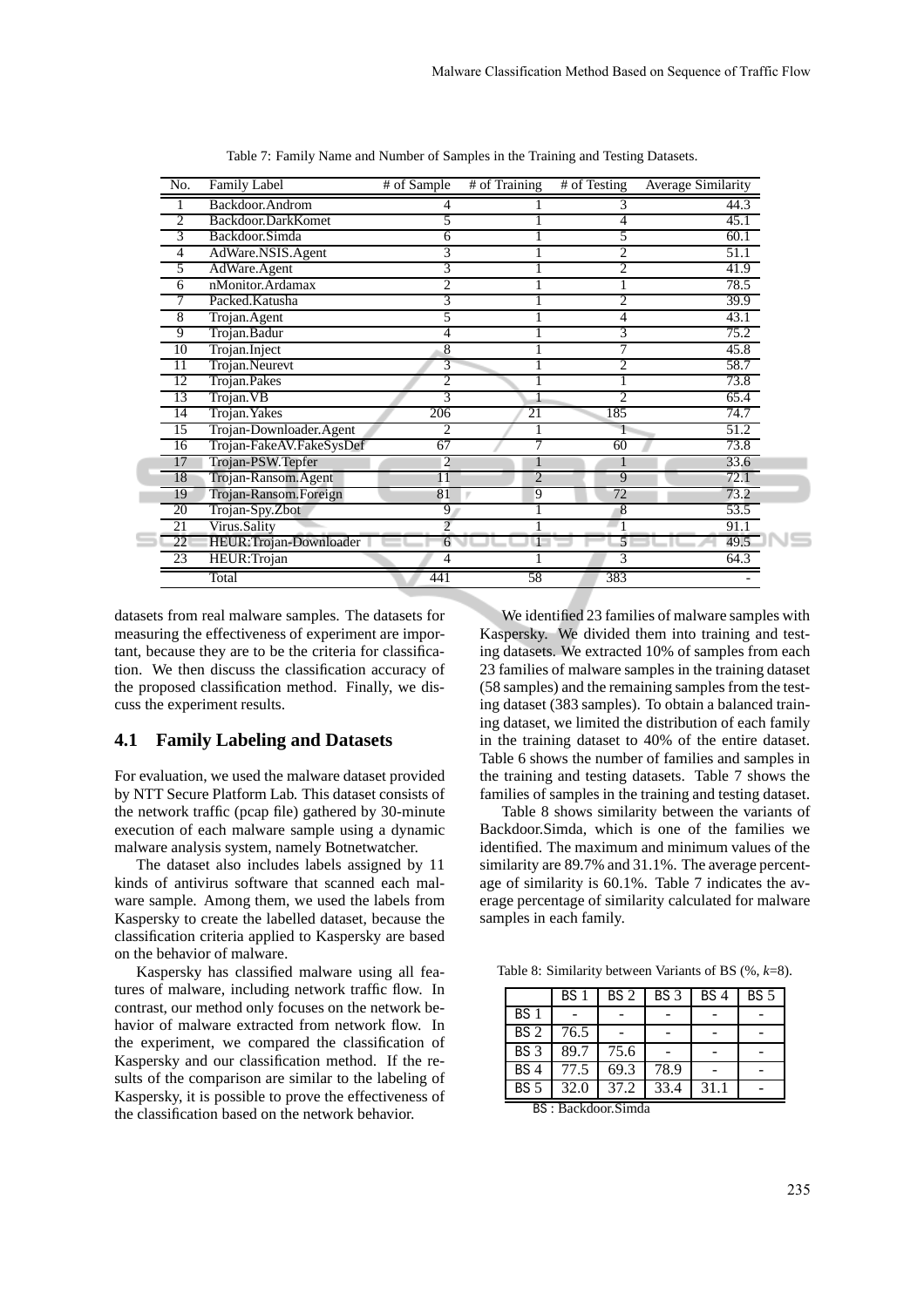Table 7: Family Name and Number of Samples in the Training and Testing Datasets.

| No. | Family Label | # of Sample | # of Training | # of Testing | Average Similarity |
|---|---|---|---|---|---|
| 1 | Backdoor.Androm | 4 | 1 | 3 | 44.3 |
| 2 | Backdoor.DarkKomet | 5 | 1 | 4 | 45.1 |
| 3 | Backdoor.Simda | 6 | 1 | 5 | 60.1 |
| 4 | AdWare.NSIS.Agent | 3 | 1 | 2 | 51.1 |
| 5 | AdWare.Agent | 3 | 1 | 2 | 41.9 |
| 6 | nMonitor.Ardamax | 2 | 1 | 1 | 78.5 |
| 7 | Packed.Katusha | 3 | 1 | 2 | 39.9 |
| 8 | Trojan.Agent | 5 | 1 | 4 | 43.1 |
| 9 | Trojan.Badur | 4 | 1 | 3 | 75.2 |
| 10 | Trojan.Inject | 8 | 1 | 7 | 45.8 |
| 11 | Trojan.Neurevt | 3 | 1 | 2 | 58.7 |
| 12 | Trojan.Pakes | 2 | 1 | 1 | 73.8 |
| 13 | Trojan.VB | 3 | 1 | 2 | 65.4 |
| 14 | Trojan.Yakes | 206 | 21 | 185 | 74.7 |
| 15 | Trojan-Downloader.Agent | 2 | 1 | 1 | 51.2 |
| 16 | Trojan-FakeAV.FakeSysDef | 67 | 7 | 60 | 73.8 |
| 17 | Trojan-PSW.Tepfer | 2 | 1 | 1 | 33.6 |
| 18 | Trojan-Ransom.Agent | 11 | 2 | 9 | 72.1 |
| 19 | Trojan-Ransom.Foreign | 81 | 9 | 72 | 73.2 |
| 20 | Trojan-Spy.Zbot | 9 | 1 | 8 | 53.5 |
| 21 | Virus.Sality | 2 | 1 | 1 | 91.1 |
| 22 | HEUR:Trojan-Downloader | 6 | 1 | 5 | 49.5 |
| 23 | HEUR:Trojan | 4 | 1 | 3 | 64.3 |
| | Total | 441 | 58 | 383 | - |

datasets from real malware samples. The datasets for measuring the effectiveness of experiment are important, because they are to be the criteria for classification. We then discuss the classification accuracy of the proposed classification method. Finally, we discuss the experiment results.

### 4.1 Family Labeling and Datasets

For evaluation, we used the malware dataset provided by NTT Secure Platform Lab. This dataset consists of the network traffic (pcap file) gathered by 30-minute execution of each malware sample using a dynamic malware analysis system, namely Botnetwatcher.

The dataset also includes labels assigned by 11 kinds of antivirus software that scanned each malware sample. Among them, we used the labels from Kaspersky to create the labelled dataset, because the classification criteria applied to Kaspersky are based on the behavior of malware.

Kaspersky has classified malware using all features of malware, including network traffic flow. In contrast, our method only focuses on the network behavior of malware extracted from network flow. In the experiment, we compared the classification of Kaspersky and our classification method. If the results of the comparison are similar to the labeling of Kaspersky, it is possible to prove the effectiveness of the classification based on the network behavior.

We identified 23 families of malware samples with Kaspersky. We divided them into training and testing datasets. We extracted 10% of samples from each 23 families of malware samples in the training dataset (58 samples) and the remaining samples from the testing dataset (383 samples). To obtain a balanced training dataset, we limited the distribution of each family in the training dataset to 40% of the entire dataset. Table 6 shows the number of families and samples in the training and testing datasets. Table 7 shows the families of samples in the training and testing dataset.

Table 8 shows similarity between the variants of Backdoor.Simda, which is one of the families we identified. The maximum and minimum values of the similarity are 89.7% and 31.1%. The average percentage of similarity is 60.1%. Table 7 indicates the average percentage of similarity calculated for malware samples in each family.

Table 8: Similarity between Variants of BS (%, $k$=8).

| | BS 1 | BS 2 | BS 3 | BS 4 | BS 5 |
|---|---|---|---|---|---|
| BS 1 | - | - | - | - | - |
| BS 2 | 76.5 | - | - | - | - |
| BS 3 | 89.7 | 75.6 | - | - | - |
| BS 4 | 77.5 | 69.3 | 78.9 | - | - |
| BS 5 | 32.0 | 37.2 | 33.4 | 31.1 | - |

BS : Backdoor.Simda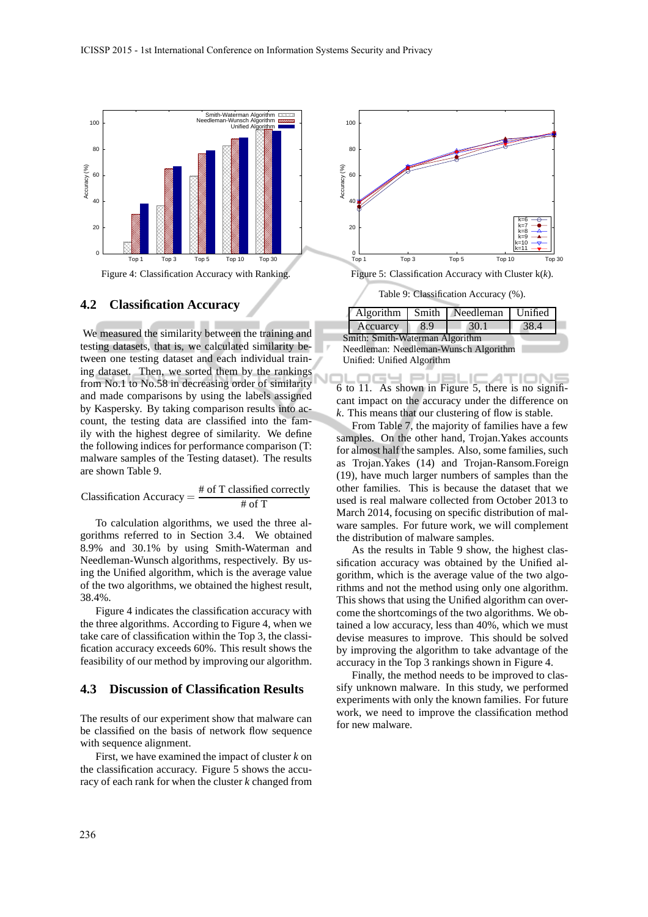Figure 4: Classification Accuracy with Ranking.

Figure 5: Classification Accuracy with Cluster k($k$).

## 4.2 Classification Accuracy

We measured the similarity between the training and testing datasets, that is, we calculated similarity between one testing dataset and each individual training dataset. Then, we sorted them by the rankings from No.1 to No.58 in decreasing order of similarity and made comparisons by using the labels assigned by Kaspersky. By taking comparison results into account, the testing data are classified into the family with the highest degree of similarity. We define the following indices for performance comparison (T: malware samples of the Testing dataset). The results are shown Table 9.

$$\text{Classification Accuracy} = \frac{\text{\# of T classified correctly}}{\text{\# of T}}$$

To calculation algorithms, we used the three algorithms referred to in Section 3.4. We obtained 8.9% and 30.1% by using Smith-Waterman and Needleman-Wunsch algorithms, respectively. By using the Unified algorithm, which is the average value of the two algorithms, we obtained the highest result, 38.4%.

Figure 4 indicates the classification accuracy with the three algorithms. According to Figure 4, when we take care of classification within the Top 3, the classification accuracy exceeds 60%. This result shows the feasibility of our method by improving our algorithm.

## 4.3 Discussion of Classification Results

The results of our experiment show that malware can be classified on the basis of network flow sequence with sequence alignment.

First, we have examined the impact of cluster $k$ on the classification accuracy. Figure 5 shows the accuracy of each rank for when the cluster $k$ changed from 6 to 11. As shown in Figure 5, there is no significant impact on the accuracy under the difference on $k$. This means that our clustering of flow is stable.

Table 9: Classification Accuracy (%).

| Algorithm | Smith | Needleman | Unified |
|---|---|---|---|
| Accuracy | 8.9 | 30.1 | 38.4 |

Smith: Smith-Waterman Algorithm
Needleman: Needleman-Wunsch Algorithm
Unified: Unified Algorithm

From Table 7, the majority of families have a few samples. On the other hand, Trojan.Yakes accounts for almost half the samples. Also, some families, such as Trojan.Yakes (14) and Trojan-Ransom.Foreign (19), have much larger numbers of samples than the other families. This is because the dataset that we used is real malware collected from October 2013 to March 2014, focusing on specific distribution of malware samples. For future work, we will complement the distribution of malware samples.

As the results in Table 9 show, the highest classification accuracy was obtained by the Unified algorithm, which is the average value of the two algorithms and not the method using only one algorithm. This shows that using the Unified algorithm can overcome the shortcomings of the two algorithms. We obtained a low accuracy, less than 40%, which we must devise measures to improve. This should be solved by improving the algorithm to take advantage of the accuracy in the Top 3 rankings shown in Figure 4.

Finally, the method needs to be improved to classify unknown malware. In this study, we performed experiments with only the known families. For future work, we need to improve the classification method for new malware.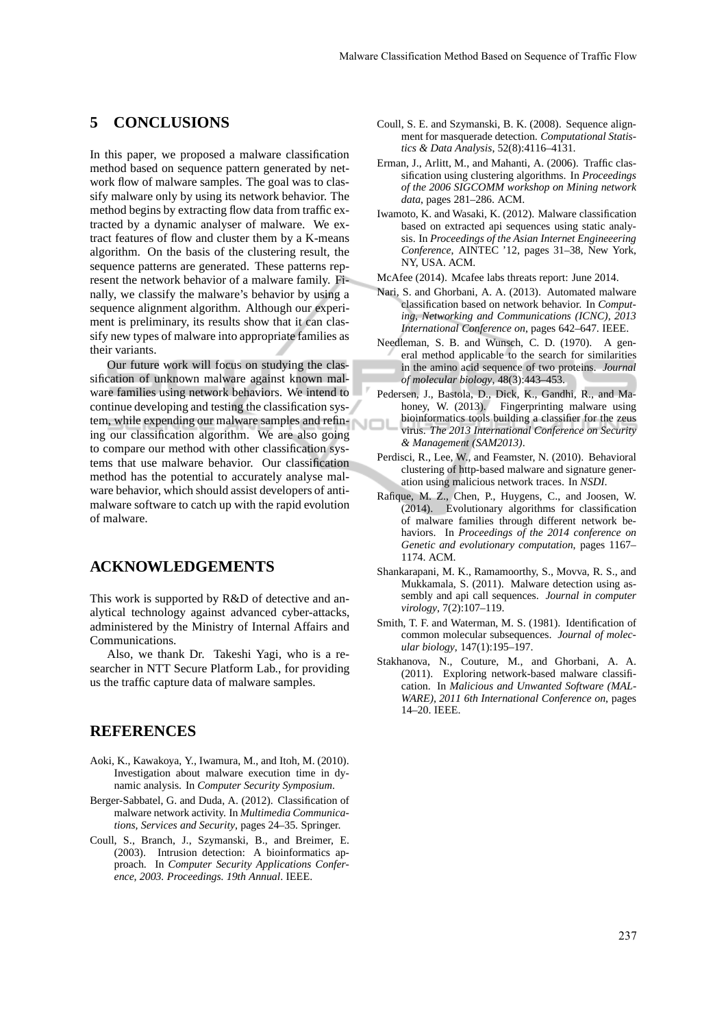## 5 CONCLUSIONS

In this paper, we proposed a malware classification method based on sequence pattern generated by network flow of malware samples. The goal was to classify malware only by using its network behavior. The method begins by extracting flow data from traffic extracted by a dynamic analyser of malware. We extract features of flow and cluster them by a K-means algorithm. On the basis of the clustering result, the sequence patterns are generated. These patterns represent the network behavior of a malware family. Finally, we classify the malware's behavior by using a sequence alignment algorithm. Although our experiment is preliminary, its results show that it can classify new types of malware into appropriate families as their variants.

Our future work will focus on studying the classification of unknown malware against known malware families using network behaviors. We intend to continue developing and testing the classification system, while expending our malware samples and refining our classification algorithm. We are also going to compare our method with other classification systems that use malware behavior. Our classification method has the potential to accurately analyse malware behavior, which should assist developers of anti-malware software to catch up with the rapid evolution of malware.

## ACKNOWLEDGEMENTS

This work is supported by R&D of detective and analytical technology against advanced cyber-attacks, administered by the Ministry of Internal Affairs and Communications.

Also, we thank Dr. Takeshi Yagi, who is a researcher in NTT Secure Platform Lab., for providing us the traffic capture data of malware samples.

## REFERENCES

Aoki, K., Kawakoya, Y., Iwamura, M., and Itoh, M. (2010). Investigation about malware execution time in dynamic analysis. In *Computer Security Symposium*.

Berger-Sabbatel, G. and Duda, A. (2012). Classification of malware network activity. In *Multimedia Communications, Services and Security*, pages 24–35. Springer.

Coull, S., Branch, J., Szymanski, B., and Breimer, E. (2003). Intrusion detection: A bioinformatics approach. In *Computer Security Applications Conference, 2003. Proceedings. 19th Annual*. IEEE.

Coull, S. E. and Szymanski, B. K. (2008). Sequence alignment for masquerade detection. *Computational Statistics & Data Analysis*, 52(8):4116–4131.

Erman, J., Arlitt, M., and Mahanti, A. (2006). Traffic classification using clustering algorithms. In *Proceedings of the 2006 SIGCOMM workshop on Mining network data*, pages 281–286. ACM.

Iwamoto, K. and Wasaki, K. (2012). Malware classification based on extracted api sequences using static analysis. In *Proceedings of the Asian Internet Engineeering Conference*, AINTEC '12, pages 31–38, New York, NY, USA. ACM.

McAfee (2014). Mcafee labs threats report: June 2014.

Nari, S. and Ghorbani, A. A. (2013). Automated malware classification based on network behavior. In *Computing, Networking and Communications (ICNC), 2013 International Conference on*, pages 642–647. IEEE.

Needleman, S. B. and Wunsch, C. D. (1970). A general method applicable to the search for similarities in the amino acid sequence of two proteins. *Journal of molecular biology*, 48(3):443–453.

Pedersen, J., Bastola, D., Dick, K., Gandhi, R., and Mahoney, W. (2013). Fingerprinting malware using bioinformatics tools building a classifier for the zeus virus. *The 2013 International Conference on Security & Management (SAM2013)*.

Perdisci, R., Lee, W., and Feamster, N. (2010). Behavioral clustering of http-based malware and signature generation using malicious network traces. In *NSDI*.

Rafique, M. Z., Chen, P., Huygens, C., and Joosen, W. (2014). Evolutionary algorithms for classification of malware families through different network behaviors. In *Proceedings of the 2014 conference on Genetic and evolutionary computation*, pages 1167–1174. ACM.

Shankarapani, M. K., Ramamoorthy, S., Movva, R. S., and Mukkamala, S. (2011). Malware detection using assembly and api call sequences. *Journal in computer virology*, 7(2):107–119.

Smith, T. F. and Waterman, M. S. (1981). Identification of common molecular subsequences. *Journal of molecular biology*, 147(1):195–197.

Stakhanova, N., Couture, M., and Ghorbani, A. A. (2011). Exploring network-based malware classification. In *Malicious and Unwanted Software (MALWARE), 2011 6th International Conference on*, pages 14–20. IEEE.